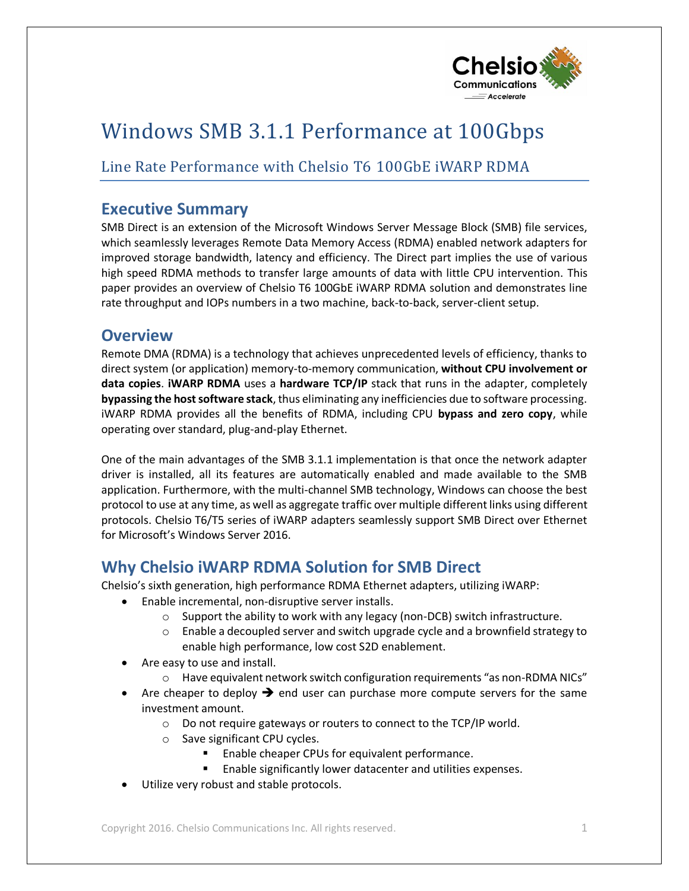# Windows SMB 3.1.1 Performance at 100Gbps

## Line Rate Performance with Chelsio T6 100GbE iWARP RDMA

## Executive Summary

SMB Direct is an extension of the Microsoft Windows Server Message Block (SMB) file services, which seamlessly leverages Remote Data Memory Access (RDMA) enabled network adapters for improved storage bandwidth, latency and efficiency. The Direct part implies the use of various high speed RDMA methods to transfer large amounts of data with little CPU intervention. This paper provides an overview of Chelsio T6 100GbE iWARP RDMA solution and demonstrates line rate throughput and IOPs numbers in a two machine, back-to-back, server-client setup.

## Overview

Remote DMA (RDMA) is a technology that achieves unprecedented levels of efficiency, thanks to direct system (or application) memory-to-memory communication, **without CPU involvement or data copies**. **iWARP RDMA** uses a **hardware TCP/IP** stack that runs in the adapter, completely **bypassing the host software stack**, thus eliminating any inefficiencies due to software processing. iWARP RDMA provides all the benefits of RDMA, including CPU **bypass and zero copy**, while operating over standard, plug-and-play Ethernet.

One of the main advantages of the SMB 3.1.1 implementation is that once the network adapter driver is installed, all its features are automatically enabled and made available to the SMB application. Furthermore, with the multi-channel SMB technology, Windows can choose the best protocol to use at any time, as well as aggregate traffic over multiple different links using different protocols. Chelsio T6/T5 series of iWARP adapters seamlessly support SMB Direct over Ethernet for Microsoft's Windows Server 2016.

## Why Chelsio iWARP RDMA Solution for SMB Direct

Chelsio's sixth generation, high performance RDMA Ethernet adapters, utilizing iWARP:

- Enable incremental, non-disruptive server installs.
  - Support the ability to work with any legacy (non-DCB) switch infrastructure.
  - Enable a decoupled server and switch upgrade cycle and a brownfield strategy to enable high performance, low cost S2D enablement.
- Are easy to use and install.
  - Have equivalent network switch configuration requirements "as non-RDMA NICs"
- Are cheaper to deploy ➔ end user can purchase more compute servers for the same investment amount.
  - Do not require gateways or routers to connect to the TCP/IP world.
  - Save significant CPU cycles.
    - Enable cheaper CPUs for equivalent performance.
    - Enable significantly lower datacenter and utilities expenses.
- Utilize very robust and stable protocols.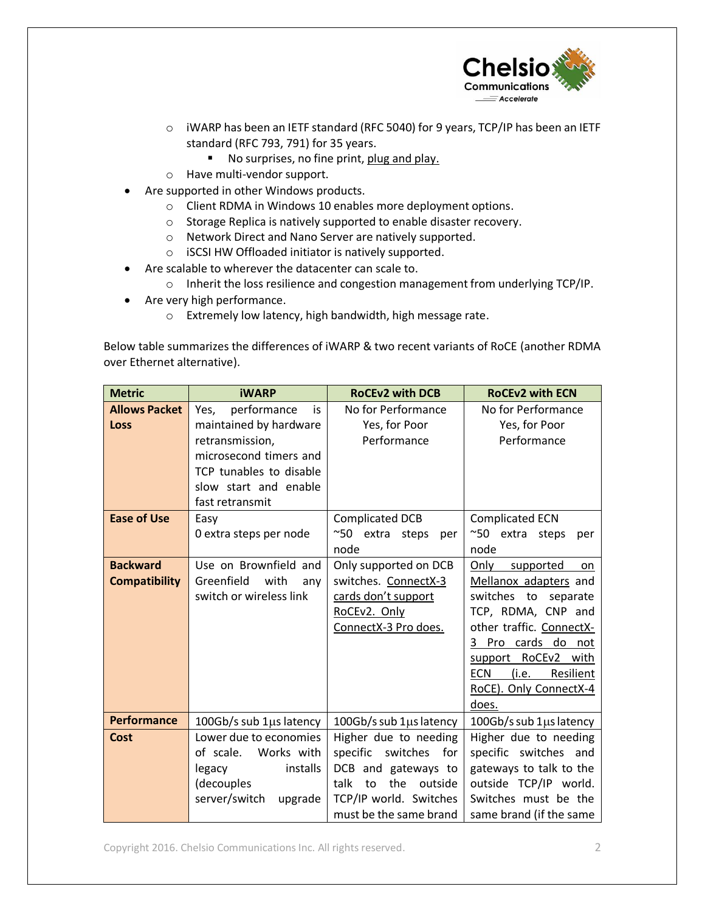- iWARP has been an IETF standard (RFC 5040) for 9 years, TCP/IP has been an IETF standard (RFC 793, 791) for 35 years.
    - No surprises, no fine print, plug and play.
  - Have multi-vendor support.
- Are supported in other Windows products.
  - Client RDMA in Windows 10 enables more deployment options.
  - Storage Replica is natively supported to enable disaster recovery.
  - Network Direct and Nano Server are natively supported.
  - iSCSI HW Offloaded initiator is natively supported.
- Are scalable to wherever the datacenter can scale to.
  - Inherit the loss resilience and congestion management from underlying TCP/IP.
- Are very high performance.
  - Extremely low latency, high bandwidth, high message rate.

Below table summarizes the differences of iWARP & two recent variants of RoCE (another RDMA over Ethernet alternative).

| Metric | iWARP | RoCEv2 with DCB | RoCEv2 with ECN |
|---|---|---|---|
| **Allows Packet Loss** | Yes, performance is maintained by hardware retransmission, microsecond timers and TCP tunables to disable slow start and enable fast retransmit | No for Performance Yes, for Poor Performance | No for Performance Yes, for Poor Performance |
| **Ease of Use** | Easy 0 extra steps per node | Complicated DCB ~50 extra steps per node | Complicated ECN ~50 extra steps per node |
| **Backward Compatibility** | Use on Brownfield and Greenfield with any switch or wireless link | Only supported on DCB switches. ConnectX-3 cards don't support RoCEv2. Only ConnectX-3 Pro does. | Only supported on Mellanox adapters and switches to separate TCP, RDMA, CNP and other traffic. ConnectX-3 Pro cards do not support RoCEv2 with ECN (i.e. Resilient RoCE). Only ConnectX-4 does. |
| **Performance** | 100Gb/s sub 1µs latency | 100Gb/s sub 1µs latency | 100Gb/s sub 1µs latency |
| **Cost** | Lower due to economies of scale. Works with legacy installs (decouples server/switch upgrade | Higher due to needing specific switches for DCB and gateways to talk to the outside TCP/IP world. Switches must be the same brand | Higher due to needing specific switches and gateways to talk to the outside TCP/IP world. Switches must be the same brand (if the same |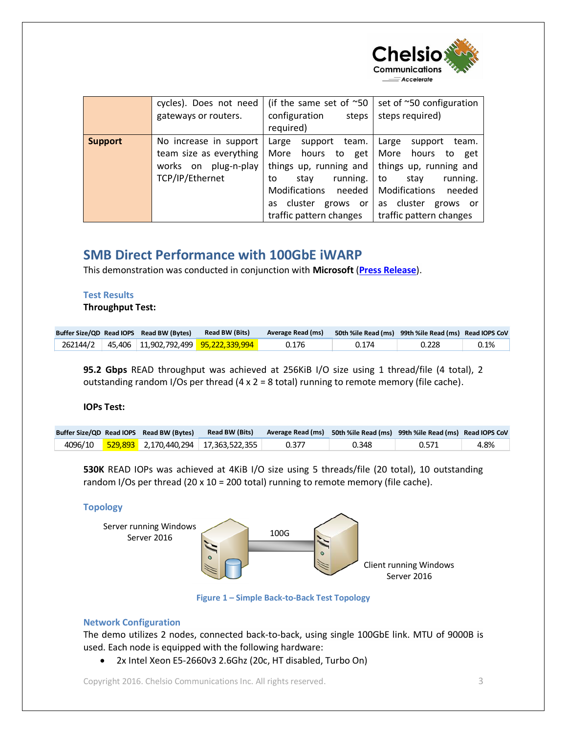| | cycles). Does not need gateways or routers. | (if the same set of ~50 configuration steps required) | set of ~50 configuration steps required) |
|---|---|---|---|
| **Support** | No increase in support team size as everything works on plug-n-play TCP/IP/Ethernet | Large support team. More hours to get things up, running and to stay running. Modifications needed as cluster grows or traffic pattern changes | Large support team. More hours to get things up, running and to stay running. Modifications needed as cluster grows or traffic pattern changes |

## SMB Direct Performance with 100GbE iWARP

This demonstration was conducted in conjunction with **Microsoft** (**Press Release**).

### Test Results

**Throughput Test:**

| Buffer Size/QD | Read IOPS | Read BW (Bytes) | Read BW (Bits) | Average Read (ms) | 50th %ile Read (ms) | 99th %ile Read (ms) | Read IOPS CoV |
|---|---|---|---|---|---|---|---|
| 262144/2 | 45,406 | 11,902,792,499 | 95,222,339,994 | 0.176 | 0.174 | 0.228 | 0.1% |

**95.2 Gbps** READ throughput was achieved at 256KiB I/O size using 1 thread/file (4 total), 2 outstanding random I/Os per thread (4 x 2 = 8 total) running to remote memory (file cache).

**IOPs Test:**

| Buffer Size/QD | Read IOPS | Read BW (Bytes) | Read BW (Bits) | Average Read (ms) | 50th %ile Read (ms) | 99th %ile Read (ms) | Read IOPS CoV |
|---|---|---|---|---|---|---|---|
| 4096/10 | 529,893 | 2,170,440,294 | 17,363,522,355 | 0.377 | 0.348 | 0.571 | 4.8% |

**530K** READ IOPs was achieved at 4KiB I/O size using 5 threads/file (20 total), 10 outstanding random I/Os per thread (20 x 10 = 200 total) running to remote memory (file cache).

### Topology

Server running Windows Server 2016 — 100G — Client running Windows Server 2016

**Figure 1 – Simple Back-to-Back Test Topology**

### Network Configuration

The demo utilizes 2 nodes, connected back-to-back, using single 100GbE link. MTU of 9000B is used. Each node is equipped with the following hardware:

- 2x Intel Xeon E5-2660v3 2.6Ghz (20c, HT disabled, Turbo On)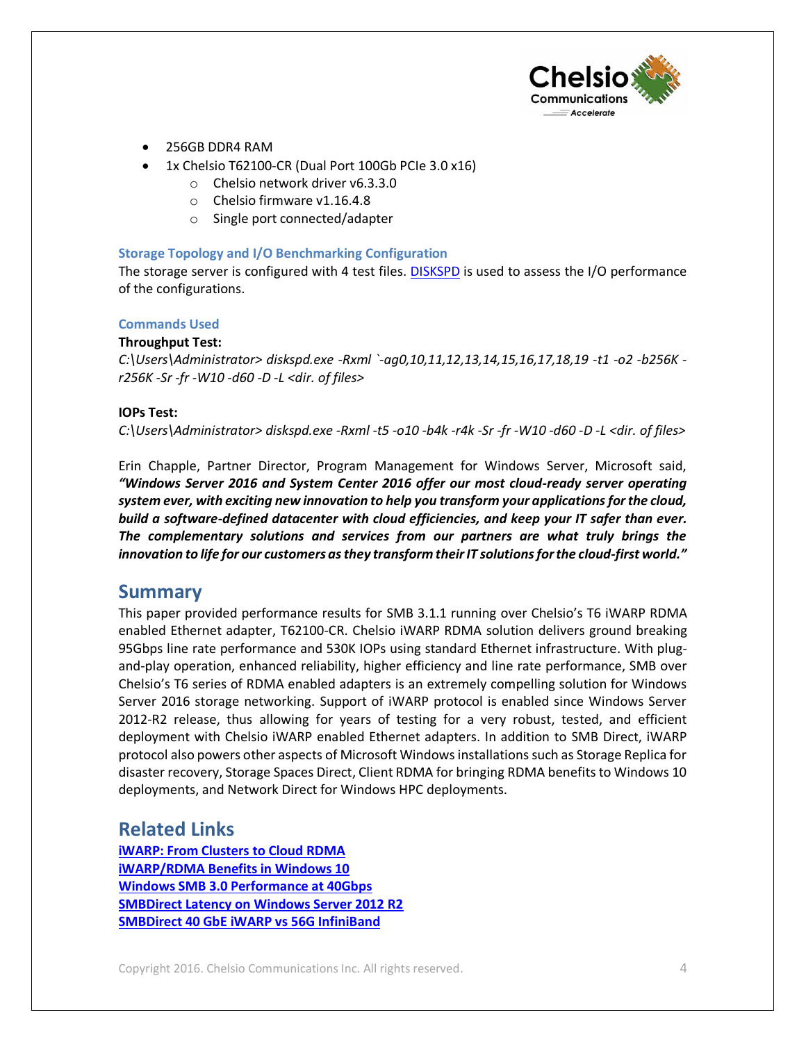- 256GB DDR4 RAM
- 1x Chelsio T62100-CR (Dual Port 100Gb PCIe 3.0 x16)
  - Chelsio network driver v6.3.3.0
  - Chelsio firmware v1.16.4.8
  - Single port connected/adapter

### Storage Topology and I/O Benchmarking Configuration

The storage server is configured with 4 test files. [DISKSPD]() is used to assess the I/O performance of the configurations.

### Commands Used

**Throughput Test:**

*C:\Users\Administrator> diskspd.exe -Rxml `-ag0,10,11,12,13,14,15,16,17,18,19 -t1 -o2 -b256K -r256K -Sr -fr -W10 -d60 -D -L <dir. of files>*

**IOPs Test:**

*C:\Users\Administrator> diskspd.exe -Rxml -t5 -o10 -b4k -r4k -Sr -fr -W10 -d60 -D -L <dir. of files>*

Erin Chapple, Partner Director, Program Management for Windows Server, Microsoft said, ***"Windows Server 2016 and System Center 2016 offer our most cloud-ready server operating system ever, with exciting new innovation to help you transform your applications for the cloud, build a software-defined datacenter with cloud efficiencies, and keep your IT safer than ever. The complementary solutions and services from our partners are what truly brings the innovation to life for our customers as they transform their IT solutions for the cloud-first world."***

## Summary

This paper provided performance results for SMB 3.1.1 running over Chelsio's T6 iWARP RDMA enabled Ethernet adapter, T62100-CR. Chelsio iWARP RDMA solution delivers ground breaking 95Gbps line rate performance and 530K IOPs using standard Ethernet infrastructure. With plug-and-play operation, enhanced reliability, higher efficiency and line rate performance, SMB over Chelsio's T6 series of RDMA enabled adapters is an extremely compelling solution for Windows Server 2016 storage networking. Support of iWARP protocol is enabled since Windows Server 2012-R2 release, thus allowing for years of testing for a very robust, tested, and efficient deployment with Chelsio iWARP enabled Ethernet adapters. In addition to SMB Direct, iWARP protocol also powers other aspects of Microsoft Windows installations such as Storage Replica for disaster recovery, Storage Spaces Direct, Client RDMA for bringing RDMA benefits to Windows 10 deployments, and Network Direct for Windows HPC deployments.

## Related Links

**[iWARP: From Clusters to Cloud RDMA]()**
**[iWARP/RDMA Benefits in Windows 10]()**
**[Windows SMB 3.0 Performance at 40Gbps]()**
**[SMBDirect Latency on Windows Server 2012 R2]()**
**[SMBDirect 40 GbE iWARP vs 56G InfiniBand]()**